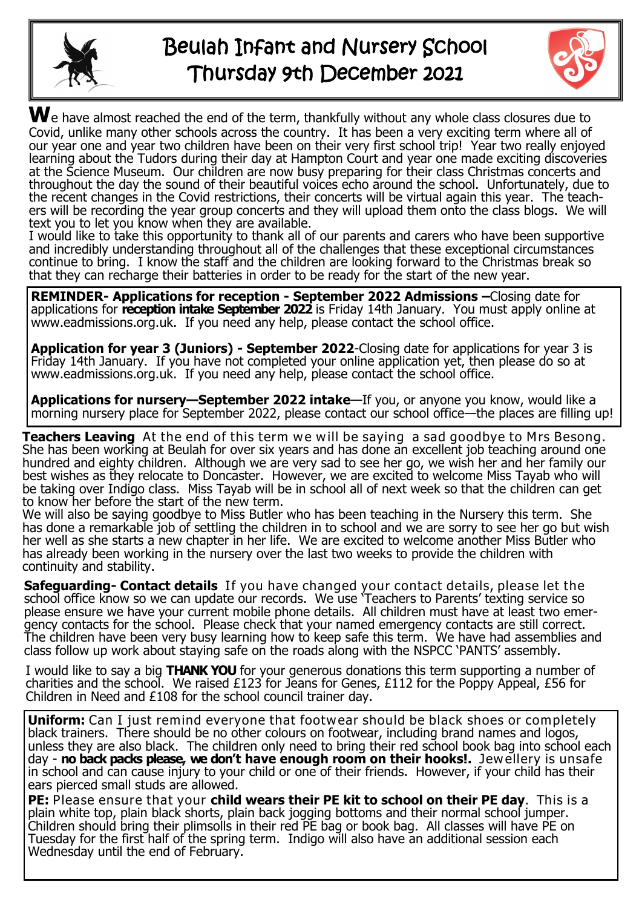# Beulah Infant and Nursery School
## Thursday 9th December 2021

We have almost reached the end of the term, thankfully without any whole class closures due to Covid, unlike many other schools across the country. It has been a very exciting term where all of our year one and year two children have been on their very first school trip! Year two really enjoyed learning about the Tudors during their day at Hampton Court and year one made exciting discoveries at the Science Museum. Our children are now busy preparing for their class Christmas concerts and throughout the day the sound of their beautiful voices echo around the school. Unfortunately, due to the recent changes in the Covid restrictions, their concerts will be virtual again this year. The teachers will be recording the year group concerts and they will upload them onto the class blogs. We will text you to let you know when they are available.

I would like to take this opportunity to thank all of our parents and carers who have been supportive and incredibly understanding throughout all of the challenges that these exceptional circumstances continue to bring. I know the staff and the children are looking forward to the Christmas break so that they can recharge their batteries in order to be ready for the start of the new year.

**REMINDER- Applications for reception - September 2022 Admissions –**Closing date for applications for **reception intake September 2022** is Friday 14th January. You must apply online at www.eadmissions.org.uk. If you need any help, please contact the school office.

**Application for year 3 (Juniors) - September 2022**-Closing date for applications for year 3 is Friday 14th January. If you have not completed your online application yet, then please do so at www.eadmissions.org.uk. If you need any help, please contact the school office.

**Applications for nursery—September 2022 intake**—If you, or anyone you know, would like a morning nursery place for September 2022, please contact our school office—the places are filling up!

**Teachers Leaving** At the end of this term we will be saying a sad goodbye to Mrs Besong. She has been working at Beulah for over six years and has done an excellent job teaching around one hundred and eighty children. Although we are very sad to see her go, we wish her and her family our best wishes as they relocate to Doncaster. However, we are excited to welcome Miss Tayab who will be taking over Indigo class. Miss Tayab will be in school all of next week so that the children can get to know her before the start of the new term.

We will also be saying goodbye to Miss Butler who has been teaching in the Nursery this term. She has done a remarkable job of settling the children in to school and we are sorry to see her go but wish her well as she starts a new chapter in her life. We are excited to welcome another Miss Butler who has already been working in the nursery over the last two weeks to provide the children with continuity and stability.

**Safeguarding- Contact details** If you have changed your contact details, please let the school office know so we can update our records. We use 'Teachers to Parents' texting service so please ensure we have your current mobile phone details. All children must have at least two emergency contacts for the school. Please check that your named emergency contacts are still correct. The children have been very busy learning how to keep safe this term. We have had assemblies and class follow up work about staying safe on the roads along with the NSPCC 'PANTS' assembly.

I would like to say a big **THANK YOU** for your generous donations this term supporting a number of charities and the school. We raised £123 for Jeans for Genes, £112 for the Poppy Appeal, £56 for Children in Need and £108 for the school council trainer day.

**Uniform:** Can I just remind everyone that footwear should be black shoes or completely black trainers. There should be no other colours on footwear, including brand names and logos, unless they are also black. The children only need to bring their red school book bag into school each day - **no back packs please, we don't have enough room on their hooks!.** Jewellery is unsafe in school and can cause injury to your child or one of their friends. However, if your child has their ears pierced small studs are allowed.

**PE:** Please ensure that your **child wears their PE kit to school on their PE day**. This is a plain white top, plain black shorts, plain back jogging bottoms and their normal school jumper. Children should bring their plimsolls in their red PE bag or book bag. All classes will have PE on Tuesday for the first half of the spring term. Indigo will also have an additional session each Wednesday until the end of February.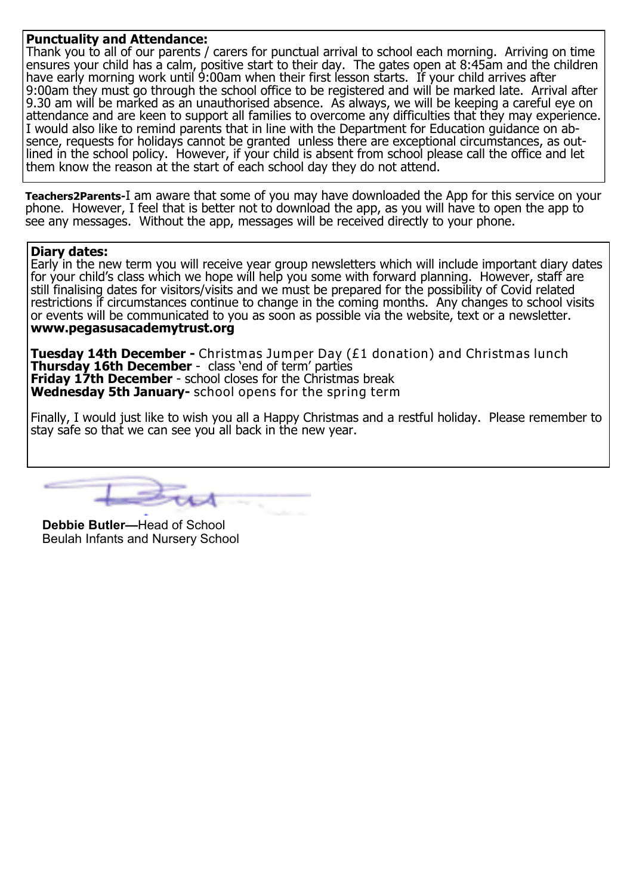**Punctuality and Attendance:**
Thank you to all of our parents / carers for punctual arrival to school each morning. Arriving on time ensures your child has a calm, positive start to their day. The gates open at 8:45am and the children have early morning work until 9:00am when their first lesson starts. If your child arrives after 9:00am they must go through the school office to be registered and will be marked late. Arrival after 9.30 am will be marked as an unauthorised absence. As always, we will be keeping a careful eye on attendance and are keen to support all families to overcome any difficulties that they may experience. I would also like to remind parents that in line with the Department for Education guidance on absence, requests for holidays cannot be granted unless there are exceptional circumstances, as outlined in the school policy. However, if your child is absent from school please call the office and let them know the reason at the start of each school day they do not attend.

**Teachers2Parents-**I am aware that some of you may have downloaded the App for this service on your phone. However, I feel that is better not to download the app, as you will have to open the app to see any messages. Without the app, messages will be received directly to your phone.

**Diary dates:**
Early in the new term you will receive year group newsletters which will include important diary dates for your child's class which we hope will help you some with forward planning. However, staff are still finalising dates for visitors/visits and we must be prepared for the possibility of Covid related restrictions if circumstances continue to change in the coming months. Any changes to school visits or events will be communicated to you as soon as possible via the website, text or a newsletter.
**www.pegasusacademytrust.org**

**Tuesday 14th December -** Christmas Jumper Day (£1 donation) and Christmas lunch
**Thursday 16th December** - class 'end of term' parties
**Friday 17th December** - school closes for the Christmas break
**Wednesday 5th January-** school opens for the spring term

Finally, I would just like to wish you all a Happy Christmas and a restful holiday. Please remember to stay safe so that we can see you all back in the new year.

**Debbie Butler—**Head of School
Beulah Infants and Nursery School